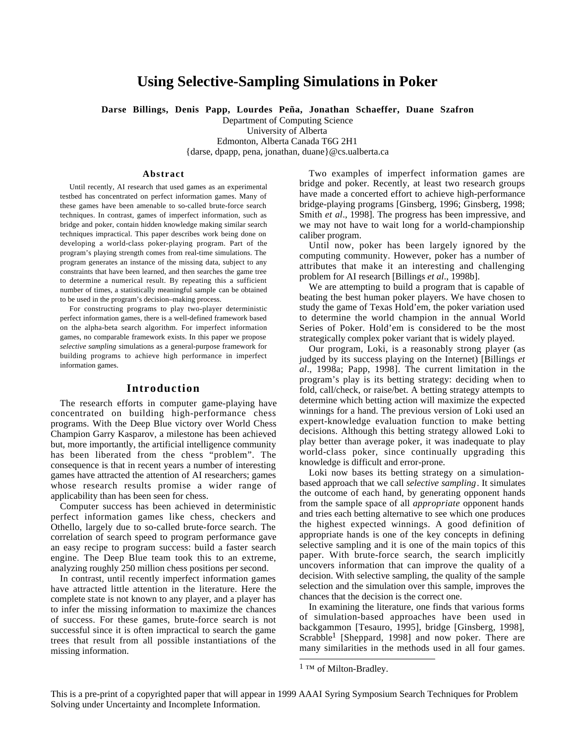# Using Selective-Sampling Simulations in Poker

**Darse Billings, Denis Papp, Lourdes Peña, Jonathan Schaeffer, Duane Szafron**

Department of Computing Science
University of Alberta
Edmonton, Alberta Canada T6G 2H1
{darse, dpapp, pena, jonathan, duane}@cs.ualberta.ca

## Abstract

Until recently, AI research that used games as an experimental testbed has concentrated on perfect information games. Many of these games have been amenable to so-called brute-force search techniques. In contrast, games of imperfect information, such as bridge and poker, contain hidden knowledge making similar search techniques impractical. This paper describes work being done on developing a world-class poker-playing program. Part of the program's playing strength comes from real-time simulations. The program generates an instance of the missing data, subject to any constraints that have been learned, and then searches the game tree to determine a numerical result. By repeating this a sufficient number of times, a statistically meaningful sample can be obtained to be used in the program's decision–making process.

For constructing programs to play two-player deterministic perfect information games, there is a well-defined framework based on the alpha-beta search algorithm. For imperfect information games, no comparable framework exists. In this paper we propose *selective sampling* simulations as a general-purpose framework for building programs to achieve high performance in imperfect information games.

## Introduction

The research efforts in computer game-playing have concentrated on building high-performance chess programs. With the Deep Blue victory over World Chess Champion Garry Kasparov, a milestone has been achieved but, more importantly, the artificial intelligence community has been liberated from the chess "problem". The consequence is that in recent years a number of interesting games have attracted the attention of AI researchers; games whose research results promise a wider range of applicability than has been seen for chess.

Computer success has been achieved in deterministic perfect information games like chess, checkers and Othello, largely due to so-called brute-force search. The correlation of search speed to program performance gave an easy recipe to program success: build a faster search engine. The Deep Blue team took this to an extreme, analyzing roughly 250 million chess positions per second.

In contrast, until recently imperfect information games have attracted little attention in the literature. Here the complete state is not known to any player, and a player has to infer the missing information to maximize the chances of success. For these games, brute-force search is not successful since it is often impractical to search the game trees that result from all possible instantiations of the missing information.

Two examples of imperfect information games are bridge and poker. Recently, at least two research groups have made a concerted effort to achieve high-performance bridge-playing programs [Ginsberg, 1996; Ginsberg, 1998; Smith *et al*., 1998]. The progress has been impressive, and we may not have to wait long for a world-championship caliber program.

Until now, poker has been largely ignored by the computing community. However, poker has a number of attributes that make it an interesting and challenging problem for AI research [Billings *et al*., 1998b].

We are attempting to build a program that is capable of beating the best human poker players. We have chosen to study the game of Texas Hold'em, the poker variation used to determine the world champion in the annual World Series of Poker. Hold'em is considered to be the most strategically complex poker variant that is widely played.

Our program, Loki, is a reasonably strong player (as judged by its success playing on the Internet) [Billings *et al*., 1998a; Papp, 1998]. The current limitation in the program's play is its betting strategy: deciding when to fold, call/check, or raise/bet. A betting strategy attempts to determine which betting action will maximize the expected winnings for a hand. The previous version of Loki used an expert-knowledge evaluation function to make betting decisions. Although this betting strategy allowed Loki to play better than average poker, it was inadequate to play world-class poker, since continually upgrading this knowledge is difficult and error-prone.

Loki now bases its betting strategy on a simulation-based approach that we call *selective sampling*. It simulates the outcome of each hand, by generating opponent hands from the sample space of all *appropriate* opponent hands and tries each betting alternative to see which one produces the highest expected winnings. A good definition of appropriate hands is one of the key concepts in defining selective sampling and it is one of the main topics of this paper. With brute-force search, the search implicitly uncovers information that can improve the quality of a decision. With selective sampling, the quality of the sample selection and the simulation over this sample, improves the chances that the decision is the correct one.

In examining the literature, one finds that various forms of simulation-based approaches have been used in backgammon [Tesauro, 1995], bridge [Ginsberg, 1998], Scrabble[1] [Sheppard, 1998] and now poker. There are many similarities in the methods used in all four games.

[1] TM of Milton-Bradley.

This is a pre-print of a copyrighted paper that will appear in 1999 AAAI Syring Symposium Search Techniques for Problem Solving under Uncertainty and Incomplete Information.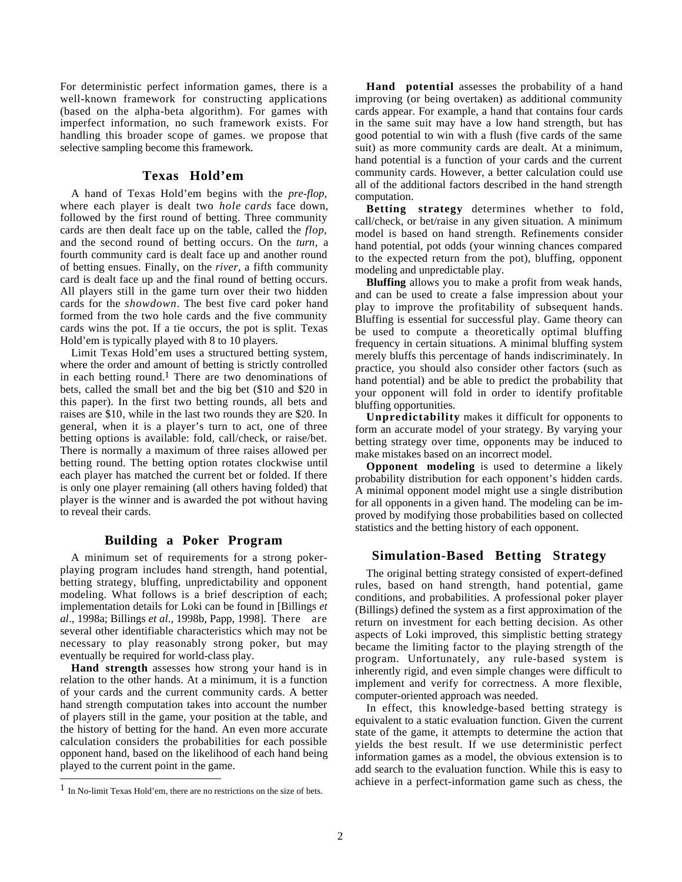For deterministic perfect information games, there is a well-known framework for constructing applications (based on the alpha-beta algorithm). For games with imperfect information, no such framework exists. For handling this broader scope of games. we propose that selective sampling become this framework.

## Texas Hold'em

A hand of Texas Hold'em begins with the *pre-flop*, where each player is dealt two *hole cards* face down, followed by the first round of betting. Three community cards are then dealt face up on the table, called the *flop*, and the second round of betting occurs. On the *turn*, a fourth community card is dealt face up and another round of betting ensues. Finally, on the *river*, a fifth community card is dealt face up and the final round of betting occurs. All players still in the game turn over their two hidden cards for the *showdown*. The best five card poker hand formed from the two hole cards and the five community cards wins the pot. If a tie occurs, the pot is split. Texas Hold'em is typically played with 8 to 10 players.

Limit Texas Hold'em uses a structured betting system, where the order and amount of betting is strictly controlled in each betting round.[1] There are two denominations of bets, called the small bet and the big bet ($10 and $20 in this paper). In the first two betting rounds, all bets and raises are $10, while in the last two rounds they are $20. In general, when it is a player's turn to act, one of three betting options is available: fold, call/check, or raise/bet. There is normally a maximum of three raises allowed per betting round. The betting option rotates clockwise until each player has matched the current bet or folded. If there is only one player remaining (all others having folded) that player is the winner and is awarded the pot without having to reveal their cards.

[1] In No-limit Texas Hold'em, there are no restrictions on the size of bets.

## Building a Poker Program

A minimum set of requirements for a strong poker-playing program includes hand strength, hand potential, betting strategy, bluffing, unpredictability and opponent modeling. What follows is a brief description of each; implementation details for Loki can be found in [Billings *et al*., 1998a; Billings *et al*., 1998b, Papp, 1998]. There are several other identifiable characteristics which may not be necessary to play reasonably strong poker, but may eventually be required for world-class play.

**Hand strength** assesses how strong your hand is in relation to the other hands. At a minimum, it is a function of your cards and the current community cards. A better hand strength computation takes into account the number of players still in the game, your position at the table, and the history of betting for the hand. An even more accurate calculation considers the probabilities for each possible opponent hand, based on the likelihood of each hand being played to the current point in the game.

**Hand potential** assesses the probability of a hand improving (or being overtaken) as additional community cards appear. For example, a hand that contains four cards in the same suit may have a low hand strength, but has good potential to win with a flush (five cards of the same suit) as more community cards are dealt. At a minimum, hand potential is a function of your cards and the current community cards. However, a better calculation could use all of the additional factors described in the hand strength computation.

**Betting strategy** determines whether to fold, call/check, or bet/raise in any given situation. A minimum model is based on hand strength. Refinements consider hand potential, pot odds (your winning chances compared to the expected return from the pot), bluffing, opponent modeling and unpredictable play.

**Bluffing** allows you to make a profit from weak hands, and can be used to create a false impression about your play to improve the profitability of subsequent hands. Bluffing is essential for successful play. Game theory can be used to compute a theoretically optimal bluffing frequency in certain situations. A minimal bluffing system merely bluffs this percentage of hands indiscriminately. In practice, you should also consider other factors (such as hand potential) and be able to predict the probability that your opponent will fold in order to identify profitable bluffing opportunities.

**Unpredictability** makes it difficult for opponents to form an accurate model of your strategy. By varying your betting strategy over time, opponents may be induced to make mistakes based on an incorrect model.

**Opponent modeling** is used to determine a likely probability distribution for each opponent's hidden cards. A minimal opponent model might use a single distribution for all opponents in a given hand. The modeling can be improved by modifying those probabilities based on collected statistics and the betting history of each opponent.

## Simulation-Based Betting Strategy

The original betting strategy consisted of expert-defined rules, based on hand strength, hand potential, game conditions, and probabilities. A professional poker player (Billings) defined the system as a first approximation of the return on investment for each betting decision. As other aspects of Loki improved, this simplistic betting strategy became the limiting factor to the playing strength of the program. Unfortunately, any rule-based system is inherently rigid, and even simple changes were difficult to implement and verify for correctness. A more flexible, computer-oriented approach was needed.

In effect, this knowledge-based betting strategy is equivalent to a static evaluation function. Given the current state of the game, it attempts to determine the action that yields the best result. If we use deterministic perfect information games as a model, the obvious extension is to add search to the evaluation function. While this is easy to achieve in a perfect-information game such as chess, the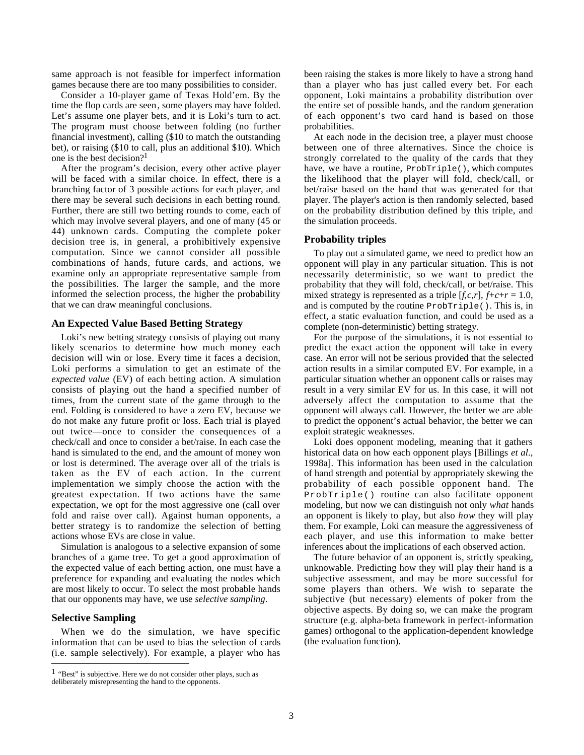same approach is not feasible for imperfect information games because there are too many possibilities to consider.

Consider a 10-player game of Texas Hold'em. By the time the flop cards are seen, some players may have folded. Let's assume one player bets, and it is Loki's turn to act. The program must choose between folding (no further financial investment), calling ($10 to match the outstanding bet), or raising ($10 to call, plus an additional $10). Which one is the best decision?[1]

After the program's decision, every other active player will be faced with a similar choice. In effect, there is a branching factor of 3 possible actions for each player, and there may be several such decisions in each betting round. Further, there are still two betting rounds to come, each of which may involve several players, and one of many (45 or 44) unknown cards. Computing the complete poker decision tree is, in general, a prohibitively expensive computation. Since we cannot consider all possible combinations of hands, future cards, and actions, we examine only an appropriate representative sample from the possibilities. The larger the sample, and the more informed the selection process, the higher the probability that we can draw meaningful conclusions.

## An Expected Value Based Betting Strategy

Loki's new betting strategy consists of playing out many likely scenarios to determine how much money each decision will win or lose. Every time it faces a decision, Loki performs a simulation to get an estimate of the *expected value* (EV) of each betting action. A simulation consists of playing out the hand a specified number of times, from the current state of the game through to the end. Folding is considered to have a zero EV, because we do not make any future profit or loss. Each trial is played out twice—once to consider the consequences of a check/call and once to consider a bet/raise. In each case the hand is simulated to the end, and the amount of money won or lost is determined. The average over all of the trials is taken as the EV of each action. In the current implementation we simply choose the action with the greatest expectation. If two actions have the same expectation, we opt for the most aggressive one (call over fold and raise over call). Against human opponents, a better strategy is to randomize the selection of betting actions whose EVs are close in value.

Simulation is analogous to a selective expansion of some branches of a game tree. To get a good approximation of the expected value of each betting action, one must have a preference for expanding and evaluating the nodes which are most likely to occur. To select the most probable hands that our opponents may have, we use *selective sampling*.

## Selective Sampling

When we do the simulation, we have specific information that can be used to bias the selection of cards (i.e. sample selectively). For example, a player who has been raising the stakes is more likely to have a strong hand than a player who has just called every bet. For each opponent, Loki maintains a probability distribution over the entire set of possible hands, and the random generation of each opponent's two card hand is based on those probabilities.

At each node in the decision tree, a player must choose between one of three alternatives. Since the choice is strongly correlated to the quality of the cards that they have, we have a routine, `ProbTriple()`, which computes the likelihood that the player will fold, check/call, or bet/raise based on the hand that was generated for that player. The player's action is then randomly selected, based on the probability distribution defined by this triple, and the simulation proceeds.

## Probability triples

To play out a simulated game, we need to predict how an opponent will play in any particular situation. This is not necessarily deterministic, so we want to predict the probability that they will fold, check/call, or bet/raise. This mixed strategy is represented as a triple $[f,c,r]$, $f+c+r = 1.0$, and is computed by the routine `ProbTriple()`. This is, in effect, a static evaluation function, and could be used as a complete (non-deterministic) betting strategy.

For the purpose of the simulations, it is not essential to predict the exact action the opponent will take in every case. An error will not be serious provided that the selected action results in a similar computed EV. For example, in a particular situation whether an opponent calls or raises may result in a very similar EV for us. In this case, it will not adversely affect the computation to assume that the opponent will always call. However, the better we are able to predict the opponent's actual behavior, the better we can exploit strategic weaknesses.

Loki does opponent modeling, meaning that it gathers historical data on how each opponent plays [Billings *et al*., 1998a]. This information has been used in the calculation of hand strength and potential by appropriately skewing the probability of each possible opponent hand. The `ProbTriple()` routine can also facilitate opponent modeling, but now we can distinguish not only *what* hands an opponent is likely to play, but also *how* they will play them. For example, Loki can measure the aggressiveness of each player, and use this information to make better inferences about the implications of each observed action.

The future behavior of an opponent is, strictly speaking, unknowable. Predicting how they will play their hand is a subjective assessment, and may be more successful for some players than others. We wish to separate the subjective (but necessary) elements of poker from the objective aspects. By doing so, we can make the program structure (e.g. alpha-beta framework in perfect-information games) orthogonal to the application-dependent knowledge (the evaluation function).

---

[1] "Best" is subjective. Here we do not consider other plays, such as deliberately misrepresenting the hand to the opponents.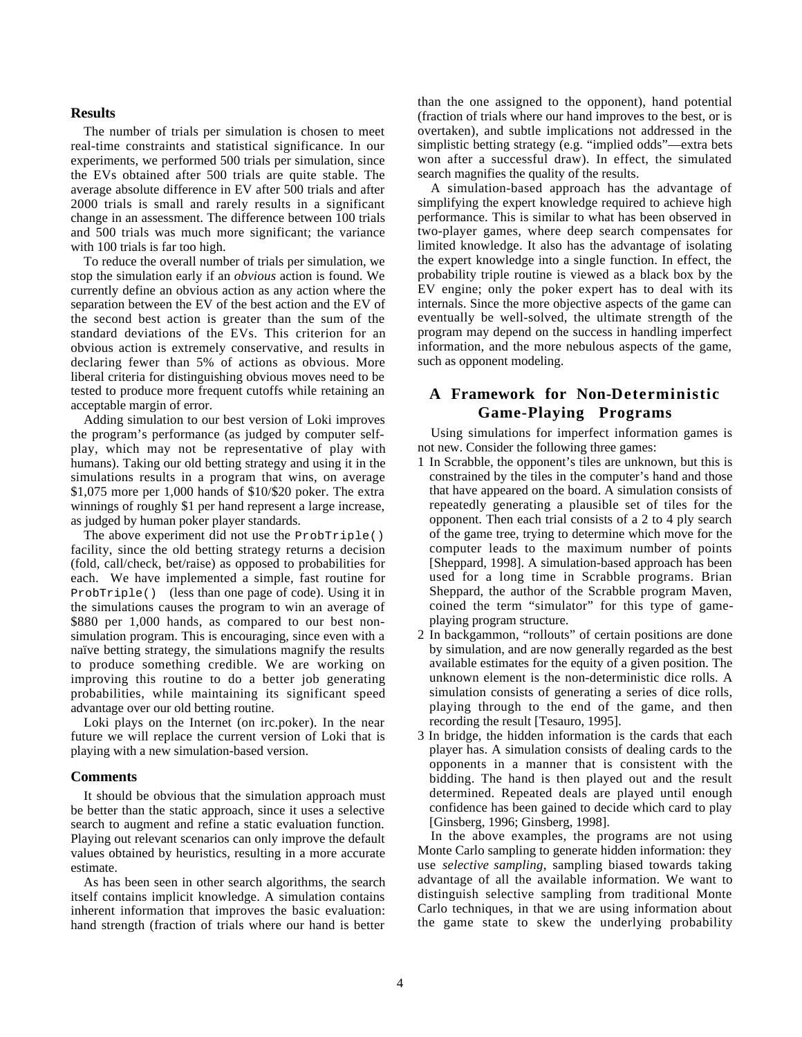### Results

The number of trials per simulation is chosen to meet real-time constraints and statistical significance. In our experiments, we performed 500 trials per simulation, since the EVs obtained after 500 trials are quite stable. The average absolute difference in EV after 500 trials and after 2000 trials is small and rarely results in a significant change in an assessment. The difference between 100 trials and 500 trials was much more significant; the variance with 100 trials is far too high.

To reduce the overall number of trials per simulation, we stop the simulation early if an *obvious* action is found. We currently define an obvious action as any action where the separation between the EV of the best action and the EV of the second best action is greater than the sum of the standard deviations of the EVs. This criterion for an obvious action is extremely conservative, and results in declaring fewer than 5% of actions as obvious. More liberal criteria for distinguishing obvious moves need to be tested to produce more frequent cutoffs while retaining an acceptable margin of error.

Adding simulation to our best version of Loki improves the program's performance (as judged by computer self-play, which may not be representative of play with humans). Taking our old betting strategy and using it in the simulations results in a program that wins, on average $1,075 more per 1,000 hands of $10/$20 poker. The extra winnings of roughly $1 per hand represent a large increase, as judged by human poker player standards.

The above experiment did not use the `ProbTriple()` facility, since the old betting strategy returns a decision (fold, call/check, bet/raise) as opposed to probabilities for each. We have implemented a simple, fast routine for `ProbTriple()` (less than one page of code). Using it in the simulations causes the program to win an average of $880 per 1,000 hands, as compared to our best non-simulation program. This is encouraging, since even with a naïve betting strategy, the simulations magnify the results to produce something credible. We are working on improving this routine to do a better job generating probabilities, while maintaining its significant speed advantage over our old betting routine.

Loki plays on the Internet (on irc.poker). In the near future we will replace the current version of Loki that is playing with a new simulation-based version.

### Comments

It should be obvious that the simulation approach must be better than the static approach, since it uses a selective search to augment and refine a static evaluation function. Playing out relevant scenarios can only improve the default values obtained by heuristics, resulting in a more accurate estimate.

As has been seen in other search algorithms, the search itself contains implicit knowledge. A simulation contains inherent information that improves the basic evaluation: hand strength (fraction of trials where our hand is better than the one assigned to the opponent), hand potential (fraction of trials where our hand improves to the best, or is overtaken), and subtle implications not addressed in the simplistic betting strategy (e.g. "implied odds"—extra bets won after a successful draw). In effect, the simulated search magnifies the quality of the results.

A simulation-based approach has the advantage of simplifying the expert knowledge required to achieve high performance. This is similar to what has been observed in two-player games, where deep search compensates for limited knowledge. It also has the advantage of isolating the expert knowledge into a single function. In effect, the probability triple routine is viewed as a black box by the EV engine; only the poker expert has to deal with its internals. Since the more objective aspects of the game can eventually be well-solved, the ultimate strength of the program may depend on the success in handling imperfect information, and the more nebulous aspects of the game, such as opponent modeling.

## A Framework for Non-Deterministic Game-Playing Programs

Using simulations for imperfect information games is not new. Consider the following three games:

1. In Scrabble, the opponent's tiles are unknown, but this is constrained by the tiles in the computer's hand and those that have appeared on the board. A simulation consists of repeatedly generating a plausible set of tiles for the opponent. Then each trial consists of a 2 to 4 ply search of the game tree, trying to determine which move for the computer leads to the maximum number of points [Sheppard, 1998]. A simulation-based approach has been used for a long time in Scrabble programs. Brian Sheppard, the author of the Scrabble program Maven, coined the term "simulator" for this type of game-playing program structure.
2. In backgammon, "rollouts" of certain positions are done by simulation, and are now generally regarded as the best available estimates for the equity of a given position. The unknown element is the non-deterministic dice rolls. A simulation consists of generating a series of dice rolls, playing through to the end of the game, and then recording the result [Tesauro, 1995].
3. In bridge, the hidden information is the cards that each player has. A simulation consists of dealing cards to the opponents in a manner that is consistent with the bidding. The hand is then played out and the result determined. Repeated deals are played until enough confidence has been gained to decide which card to play [Ginsberg, 1996; Ginsberg, 1998].

In the above examples, the programs are not using Monte Carlo sampling to generate hidden information: they use *selective sampling*, sampling biased towards taking advantage of all the available information. We want to distinguish selective sampling from traditional Monte Carlo techniques, in that we are using information about the game state to skew the underlying probability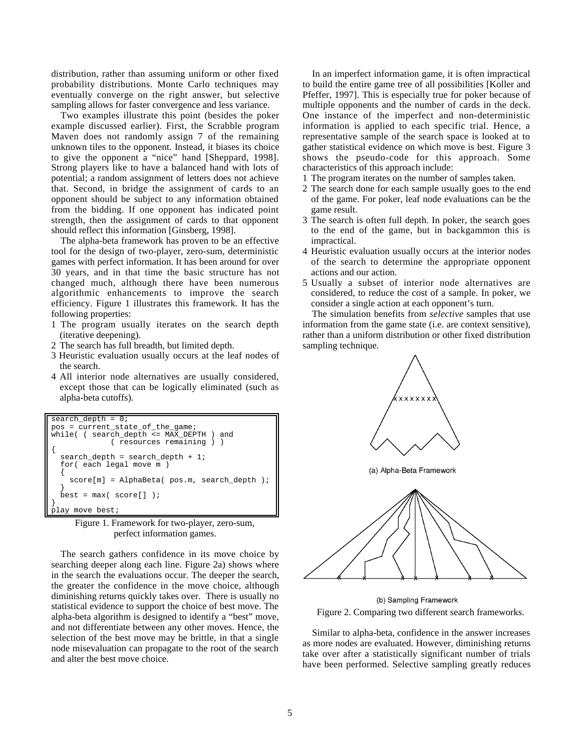distribution, rather than assuming uniform or other fixed probability distributions. Monte Carlo techniques may eventually converge on the right answer, but selective sampling allows for faster convergence and less variance.

Two examples illustrate this point (besides the poker example discussed earlier). First, the Scrabble program Maven does not randomly assign 7 of the remaining unknown tiles to the opponent. Instead, it biases its choice to give the opponent a "nice" hand [Sheppard, 1998]. Strong players like to have a balanced hand with lots of potential; a random assignment of letters does not achieve that. Second, in bridge the assignment of cards to an opponent should be subject to any information obtained from the bidding. If one opponent has indicated point strength, then the assignment of cards to that opponent should reflect this information [Ginsberg, 1998].

The alpha-beta framework has proven to be an effective tool for the design of two-player, zero-sum, deterministic games with perfect information. It has been around for over 30 years, and in that time the basic structure has not changed much, although there have been numerous algorithmic enhancements to improve the search efficiency. Figure 1 illustrates this framework. It has the following properties:

1. The program usually iterates on the search depth (iterative deepening).
2. The search has full breadth, but limited depth.
3. Heuristic evaluation usually occurs at the leaf nodes of the search.
4. All interior node alternatives are usually considered, except those that can be logically eliminated (such as alpha-beta cutoffs).

```
search_depth = 0;
pos = current_state_of_the_game;
while( ( search_depth <= MAX_DEPTH ) and
            ( resources remaining ) )
{
  search_depth = search_depth + 1;
  for( each legal move m )
  {
    score[m] = AlphaBeta( pos.m, search_depth );
  }
  best = max( score[] );
}
play move best;
```

Figure 1. Framework for two-player, zero-sum, perfect information games.

The search gathers confidence in its move choice by searching deeper along each line. Figure 2a) shows where in the search the evaluations occur. The deeper the search, the greater the confidence in the move choice, although diminishing returns quickly takes over. There is usually no statistical evidence to support the choice of best move. The alpha-beta algorithm is designed to identify a "best" move, and not differentiate between any other moves. Hence, the selection of the best move may be brittle, in that a single node misevaluation can propagate to the root of the search and alter the best move choice.

In an imperfect information game, it is often impractical to build the entire game tree of all possibilities [Koller and Pfeffer, 1997]. This is especially true for poker because of multiple opponents and the number of cards in the deck. One instance of the imperfect and non-deterministic information is applied to each specific trial. Hence, a representative sample of the search space is looked at to gather statistical evidence on which move is best. Figure 3 shows the pseudo-code for this approach. Some characteristics of this approach include:

1. The program iterates on the number of samples taken.
2. The search done for each sample usually goes to the end of the game. For poker, leaf node evaluations can be the game result.
3. The search is often full depth. In poker, the search goes to the end of the game, but in backgammon this is impractical.
4. Heuristic evaluation usually occurs at the interior nodes of the search to determine the appropriate opponent actions and our action.
5. Usually a subset of interior node alternatives are considered, to reduce the cost of a sample. In poker, we consider a single action at each opponent's turn.

The simulation benefits from *selective* samples that use information from the game state (i.e. are context sensitive), rather than a uniform distribution or other fixed distribution sampling technique.

(a) Alpha-Beta Framework

(b) Sampling Framework

Figure 2. Comparing two different search frameworks.

Similar to alpha-beta, confidence in the answer increases as more nodes are evaluated. However, diminishing returns take over after a statistically significant number of trials have been performed. Selective sampling greatly reduces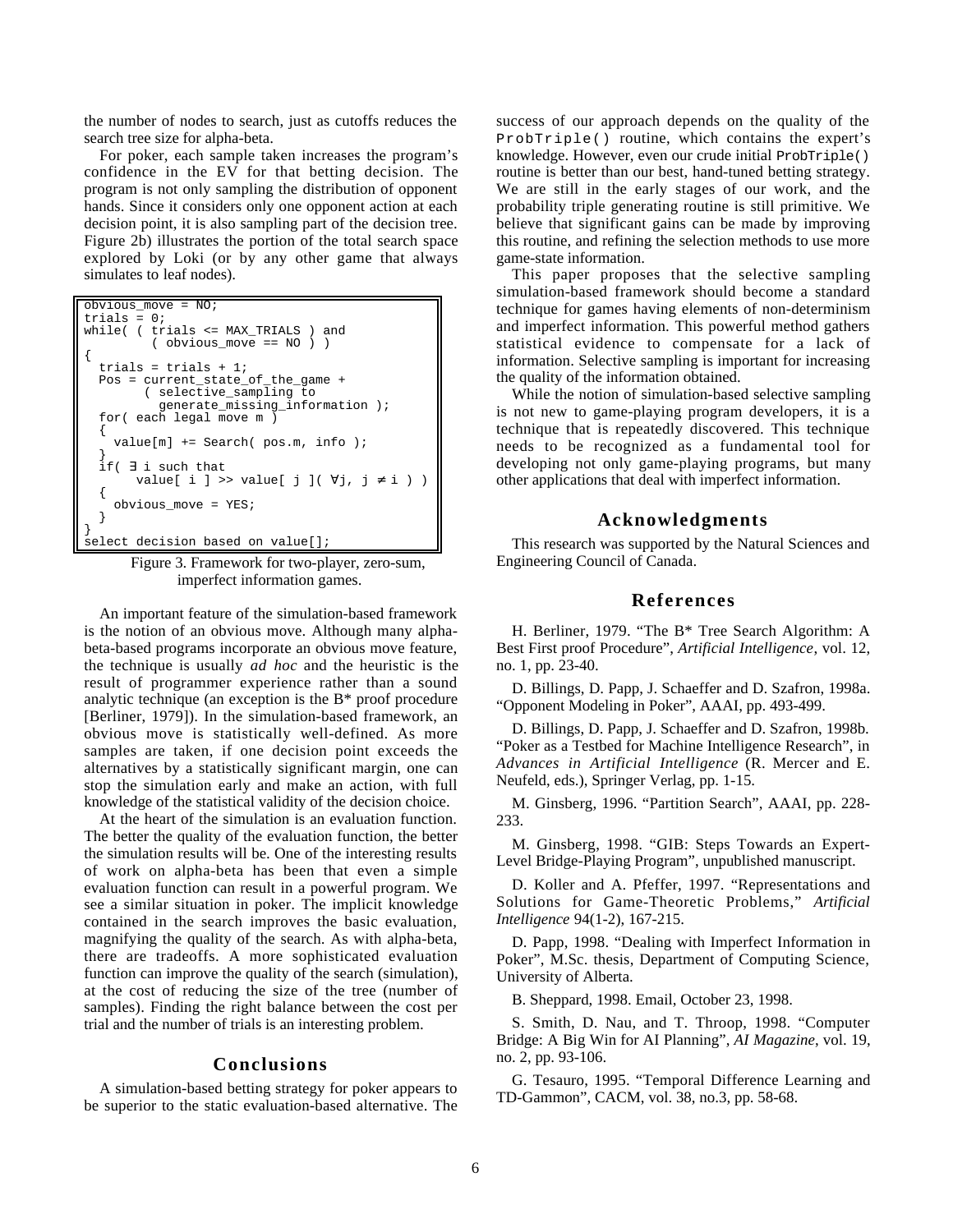the number of nodes to search, just as cutoffs reduces the search tree size for alpha-beta.

For poker, each sample taken increases the program's confidence in the EV for that betting decision. The program is not only sampling the distribution of opponent hands. Since it considers only one opponent action at each decision point, it is also sampling part of the decision tree. Figure 2b) illustrates the portion of the total search space explored by Loki (or by any other game that always simulates to leaf nodes).

```
obvious_move = NO;
trials = 0;
while( ( trials <= MAX_TRIALS ) and
         ( obvious_move == NO ) )
{
  trials = trials + 1;
  Pos = current_state_of_the_game +
        ( selective_sampling to
          generate_missing_information );
  for( each legal move m )
  {
    value[m] += Search( pos.m, info );
  }
  if( ∃ i such that
       value[ i ] >> value[ j ]( ∀j, j ≠ i ) )
  {
    obvious_move = YES;
  }
}
select decision based on value[];
```

Figure 3. Framework for two-player, zero-sum, imperfect information games.

An important feature of the simulation-based framework is the notion of an obvious move. Although many alpha-beta-based programs incorporate an obvious move feature, the technique is usually *ad hoc* and the heuristic is the result of programmer experience rather than a sound analytic technique (an exception is the B* proof procedure [Berliner, 1979]). In the simulation-based framework, an obvious move is statistically well-defined. As more samples are taken, if one decision point exceeds the alternatives by a statistically significant margin, one can stop the simulation early and make an action, with full knowledge of the statistical validity of the decision choice.

At the heart of the simulation is an evaluation function. The better the quality of the evaluation function, the better the simulation results will be. One of the interesting results of work on alpha-beta has been that even a simple evaluation function can result in a powerful program. We see a similar situation in poker. The implicit knowledge contained in the search improves the basic evaluation, magnifying the quality of the search. As with alpha-beta, there are tradeoffs. A more sophisticated evaluation function can improve the quality of the search (simulation), at the cost of reducing the size of the tree (number of samples). Finding the right balance between the cost per trial and the number of trials is an interesting problem.

## Conclusions

A simulation-based betting strategy for poker appears to be superior to the static evaluation-based alternative. The success of our approach depends on the quality of the `ProbTriple()` routine, which contains the expert's knowledge. However, even our crude initial `ProbTriple()` routine is better than our best, hand-tuned betting strategy. We are still in the early stages of our work, and the probability triple generating routine is still primitive. We believe that significant gains can be made by improving this routine, and refining the selection methods to use more game-state information.

This paper proposes that the selective sampling simulation-based framework should become a standard technique for games having elements of non-determinism and imperfect information. This powerful method gathers statistical evidence to compensate for a lack of information. Selective sampling is important for increasing the quality of the information obtained.

While the notion of simulation-based selective sampling is not new to game-playing program developers, it is a technique that is repeatedly discovered. This technique needs to be recognized as a fundamental tool for developing not only game-playing programs, but many other applications that deal with imperfect information.

## Acknowledgments

This research was supported by the Natural Sciences and Engineering Council of Canada.

## References

H. Berliner, 1979. "The B* Tree Search Algorithm: A Best First proof Procedure", *Artificial Intelligence*, vol. 12, no. 1, pp. 23-40.

D. Billings, D. Papp, J. Schaeffer and D. Szafron, 1998a. "Opponent Modeling in Poker", AAAI, pp. 493-499.

D. Billings, D. Papp, J. Schaeffer and D. Szafron, 1998b. "Poker as a Testbed for Machine Intelligence Research", in *Advances in Artificial Intelligence* (R. Mercer and E. Neufeld, eds.), Springer Verlag, pp. 1-15.

M. Ginsberg, 1996. "Partition Search", AAAI, pp. 228-233.

M. Ginsberg, 1998. "GIB: Steps Towards an Expert-Level Bridge-Playing Program", unpublished manuscript.

D. Koller and A. Pfeffer, 1997. "Representations and Solutions for Game-Theoretic Problems," *Artificial Intelligence* 94(1-2), 167-215.

D. Papp, 1998. "Dealing with Imperfect Information in Poker", M.Sc. thesis, Department of Computing Science, University of Alberta.

B. Sheppard, 1998. Email, October 23, 1998.

S. Smith, D. Nau, and T. Throop, 1998. "Computer Bridge: A Big Win for AI Planning", *AI Magazine*, vol. 19, no. 2, pp. 93-106.

G. Tesauro, 1995. "Temporal Difference Learning and TD-Gammon", CACM, vol. 38, no.3, pp. 58-68.